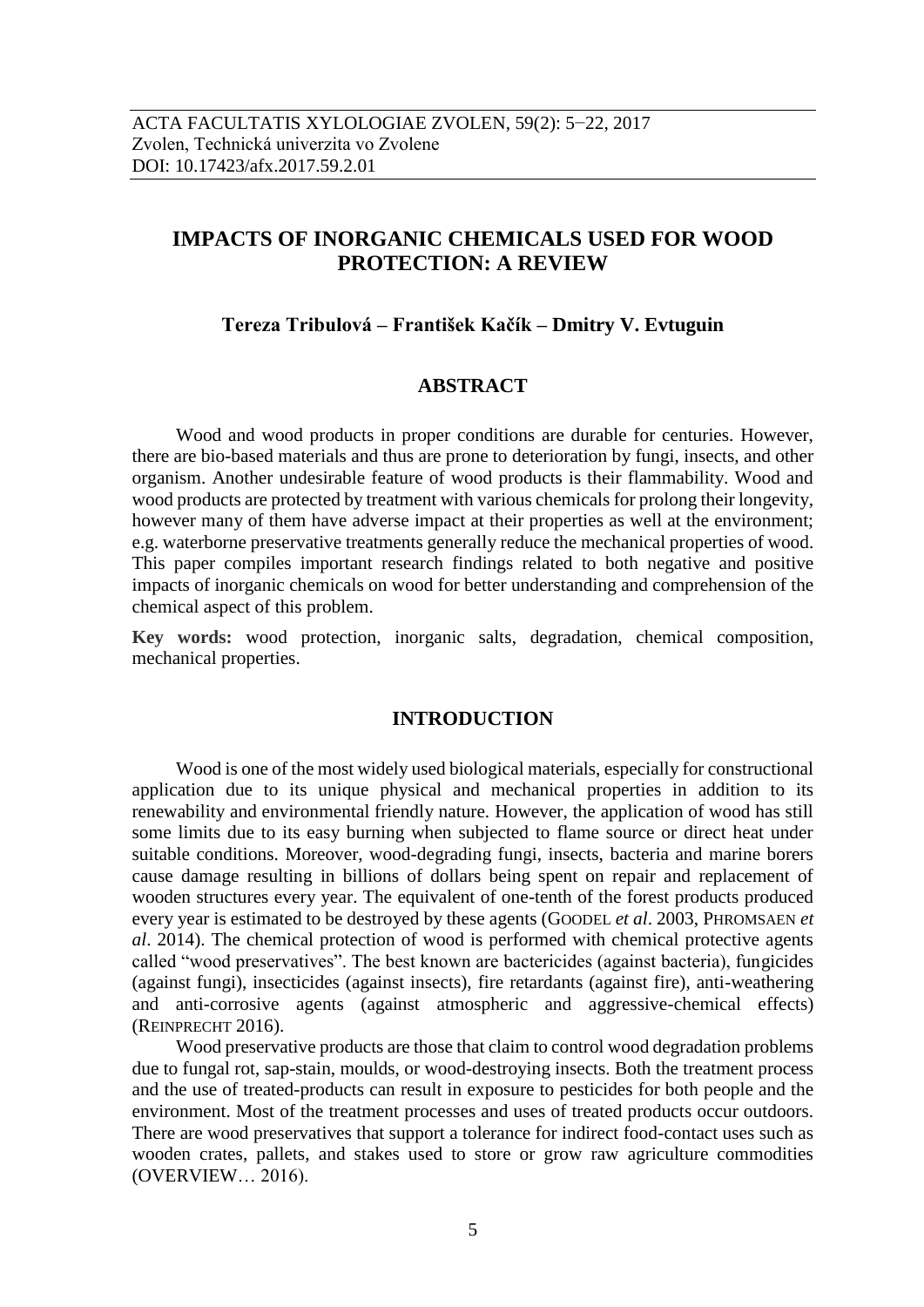ACTA FACULTATIS XYLOLOGIAE ZVOLEN, 59(2): 5−22, 2017
Zvolen, Technická univerzita vo Zvolene
DOI: 10.17423/afx.2017.59.2.01

# IMPACTS OF INORGANIC CHEMICALS USED FOR WOOD PROTECTION: A REVIEW

**Tereza Tribulová – František Kačík – Dmitry V. Evtuguin**

## ABSTRACT

Wood and wood products in proper conditions are durable for centuries. However, there are bio-based materials and thus are prone to deterioration by fungi, insects, and other organism. Another undesirable feature of wood products is their flammability. Wood and wood products are protected by treatment with various chemicals for prolong their longevity, however many of them have adverse impact at their properties as well at the environment; e.g. waterborne preservative treatments generally reduce the mechanical properties of wood. This paper compiles important research findings related to both negative and positive impacts of inorganic chemicals on wood for better understanding and comprehension of the chemical aspect of this problem.

**Key words:** wood protection, inorganic salts, degradation, chemical composition, mechanical properties.

## INTRODUCTION

Wood is one of the most widely used biological materials, especially for constructional application due to its unique physical and mechanical properties in addition to its renewability and environmental friendly nature. However, the application of wood has still some limits due to its easy burning when subjected to flame source or direct heat under suitable conditions. Moreover, wood-degrading fungi, insects, bacteria and marine borers cause damage resulting in billions of dollars being spent on repair and replacement of wooden structures every year. The equivalent of one-tenth of the forest products produced every year is estimated to be destroyed by these agents (GOODEL *et al*. 2003, PHROMSAEN *et al*. 2014). The chemical protection of wood is performed with chemical protective agents called "wood preservatives". The best known are bactericides (against bacteria), fungicides (against fungi), insecticides (against insects), fire retardants (against fire), anti-weathering and anti-corrosive agents (against atmospheric and aggressive-chemical effects) (REINPRECHT 2016).

Wood preservative products are those that claim to control wood degradation problems due to fungal rot, sap-stain, moulds, or wood-destroying insects. Both the treatment process and the use of treated-products can result in exposure to pesticides for both people and the environment. Most of the treatment processes and uses of treated products occur outdoors. There are wood preservatives that support a tolerance for indirect food-contact uses such as wooden crates, pallets, and stakes used to store or grow raw agriculture commodities (OVERVIEW… 2016).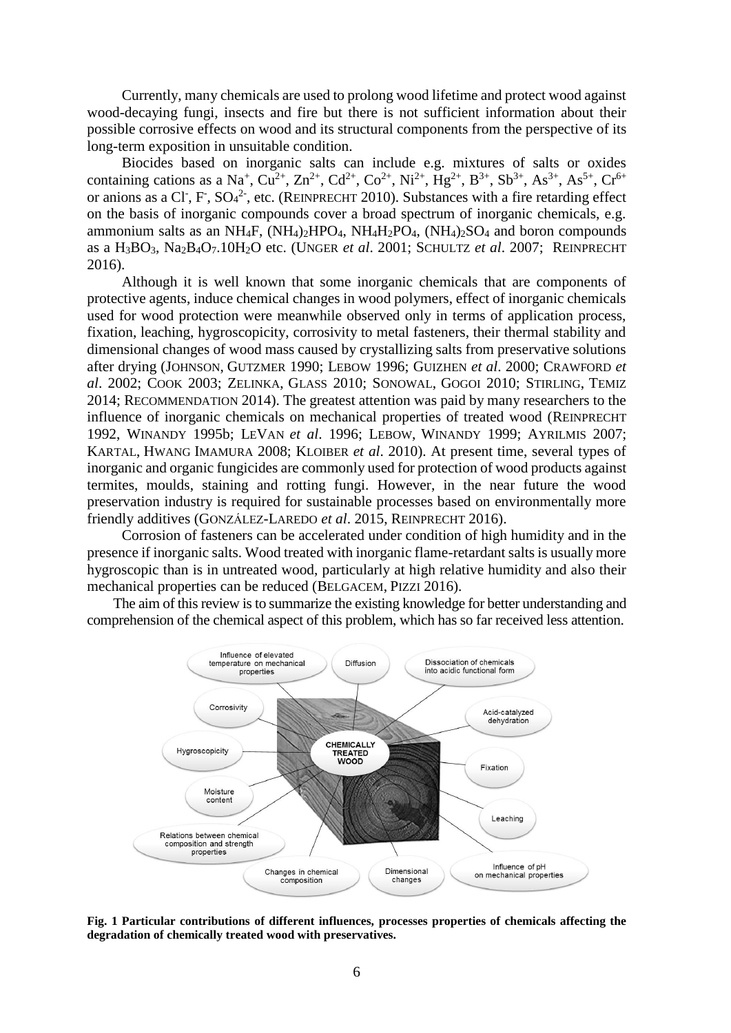Currently, many chemicals are used to prolong wood lifetime and protect wood against wood-decaying fungi, insects and fire but there is not sufficient information about their possible corrosive effects on wood and its structural components from the perspective of its long-term exposition in unsuitable condition.

Biocides based on inorganic salts can include e.g. mixtures of salts or oxides containing cations as a $Na^{+}$, $Cu^{2+}$, $Zn^{2+}$, $Cd^{2+}$, $Co^{2+}$, $Ni^{2+}$, $Hg^{2+}$, $B^{3+}$, $Sb^{3+}$, $As^{3+}$, $As^{5+}$, $Cr^{6+}$ or anions as a $Cl^{-}$, $F^{-}$, $SO_4^{2-}$, etc. (REINPRECHT 2010). Substances with a fire retarding effect on the basis of inorganic compounds cover a broad spectrum of inorganic chemicals, e.g. ammonium salts as an $NH_4F$, $(NH_4)_2HPO_4$, $NH_4H_2PO_4$, $(NH_4)_2SO_4$ and boron compounds as a $H_3BO_3$, $Na_2B_4O_7.10H_2O$ etc. (UNGER *et al*. 2001; SCHULTZ *et al*. 2007; REINPRECHT 2016).

Although it is well known that some inorganic chemicals that are components of protective agents, induce chemical changes in wood polymers, effect of inorganic chemicals used for wood protection were meanwhile observed only in terms of application process, fixation, leaching, hygroscopicity, corrosivity to metal fasteners, their thermal stability and dimensional changes of wood mass caused by crystallizing salts from preservative solutions after drying (JOHNSON, GUTZMER 1990; LEBOW 1996; GUIZHEN *et al*. 2000; CRAWFORD *et al*. 2002; COOK 2003; ZELINKA, GLASS 2010; SONOWAL, GOGOI 2010; STIRLING, TEMIZ 2014; RECOMMENDATION 2014). The greatest attention was paid by many researchers to the influence of inorganic chemicals on mechanical properties of treated wood (REINPRECHT 1992, WINANDY 1995b; LEVAN *et al*. 1996; LEBOW, WINANDY 1999; AYRILMIS 2007; KARTAL, HWANG IMAMURA 2008; KLOIBER *et al*. 2010). At present time, several types of inorganic and organic fungicides are commonly used for protection of wood products against termites, moulds, staining and rotting fungi. However, in the near future the wood preservation industry is required for sustainable processes based on environmentally more friendly additives (GONZÁLEZ-LAREDO *et al*. 2015, REINPRECHT 2016).

Corrosion of fasteners can be accelerated under condition of high humidity and in the presence if inorganic salts. Wood treated with inorganic flame-retardant salts is usually more hygroscopic than is in untreated wood, particularly at high relative humidity and also their mechanical properties can be reduced (BELGACEM, PIZZI 2016).

The aim of this review is to summarize the existing knowledge for better understanding and comprehension of the chemical aspect of this problem, which has so far received less attention.

**Fig. 1 Particular contributions of different influences, processes properties of chemicals affecting the degradation of chemically treated wood with preservatives.**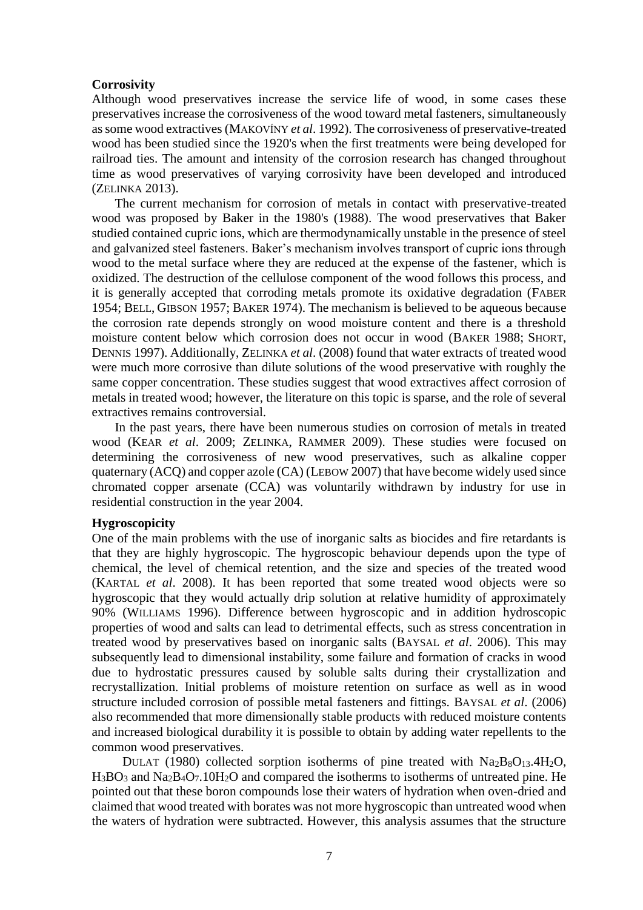**Corrosivity**

Although wood preservatives increase the service life of wood, in some cases these preservatives increase the corrosiveness of the wood toward metal fasteners, simultaneously as some wood extractives (MAKOVÍNY *et al*. 1992). The corrosiveness of preservative-treated wood has been studied since the 1920's when the first treatments were being developed for railroad ties. The amount and intensity of the corrosion research has changed throughout time as wood preservatives of varying corrosivity have been developed and introduced (ZELINKA 2013).

The current mechanism for corrosion of metals in contact with preservative-treated wood was proposed by Baker in the 1980's (1988). The wood preservatives that Baker studied contained cupric ions, which are thermodynamically unstable in the presence of steel and galvanized steel fasteners. Baker's mechanism involves transport of cupric ions through wood to the metal surface where they are reduced at the expense of the fastener, which is oxidized. The destruction of the cellulose component of the wood follows this process, and it is generally accepted that corroding metals promote its oxidative degradation (FABER 1954; BELL, GIBSON 1957; BAKER 1974). The mechanism is believed to be aqueous because the corrosion rate depends strongly on wood moisture content and there is a threshold moisture content below which corrosion does not occur in wood (BAKER 1988; SHORT, DENNIS 1997). Additionally, ZELINKA *et al*. (2008) found that water extracts of treated wood were much more corrosive than dilute solutions of the wood preservative with roughly the same copper concentration. These studies suggest that wood extractives affect corrosion of metals in treated wood; however, the literature on this topic is sparse, and the role of several extractives remains controversial.

In the past years, there have been numerous studies on corrosion of metals in treated wood (KEAR *et al*. 2009; ZELINKA, RAMMER 2009). These studies were focused on determining the corrosiveness of new wood preservatives, such as alkaline copper quaternary (ACQ) and copper azole (CA) (LEBOW 2007) that have become widely used since chromated copper arsenate (CCA) was voluntarily withdrawn by industry for use in residential construction in the year 2004.

**Hygroscopicity**

One of the main problems with the use of inorganic salts as biocides and fire retardants is that they are highly hygroscopic. The hygroscopic behaviour depends upon the type of chemical, the level of chemical retention, and the size and species of the treated wood (KARTAL *et al*. 2008). It has been reported that some treated wood objects were so hygroscopic that they would actually drip solution at relative humidity of approximately 90% (WILLIAMS 1996). Difference between hygroscopic and in addition hydroscopic properties of wood and salts can lead to detrimental effects, such as stress concentration in treated wood by preservatives based on inorganic salts (BAYSAL *et al*. 2006). This may subsequently lead to dimensional instability, some failure and formation of cracks in wood due to hydrostatic pressures caused by soluble salts during their crystallization and recrystallization. Initial problems of moisture retention on surface as well as in wood structure included corrosion of possible metal fasteners and fittings. BAYSAL *et al*. (2006) also recommended that more dimensionally stable products with reduced moisture contents and increased biological durability it is possible to obtain by adding water repellents to the common wood preservatives.

DULAT (1980) collected sorption isotherms of pine treated with $Na_2B_8O_{13}.4H_2O$, $H_3BO_3$ and $Na_2B_4O_7.10H_2O$ and compared the isotherms to isotherms of untreated pine. He pointed out that these boron compounds lose their waters of hydration when oven-dried and claimed that wood treated with borates was not more hygroscopic than untreated wood when the waters of hydration were subtracted. However, this analysis assumes that the structure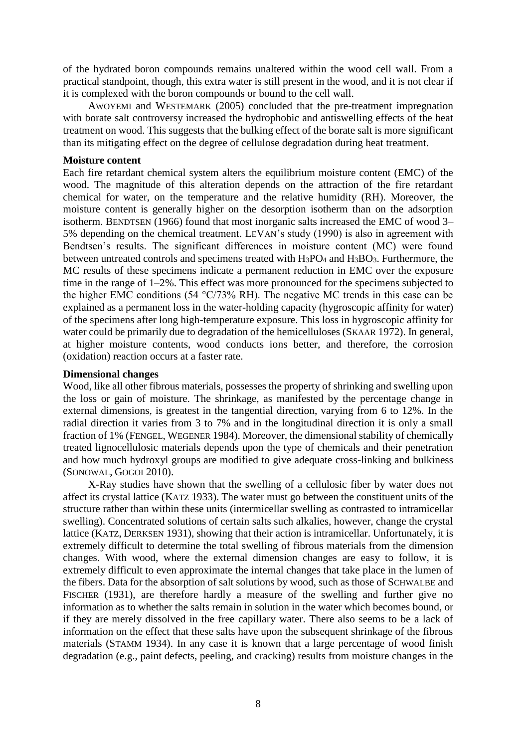of the hydrated boron compounds remains unaltered within the wood cell wall. From a practical standpoint, though, this extra water is still present in the wood, and it is not clear if it is complexed with the boron compounds or bound to the cell wall.

AWOYEMI and WESTEMARK (2005) concluded that the pre-treatment impregnation with borate salt controversy increased the hydrophobic and antiswelling effects of the heat treatment on wood. This suggests that the bulking effect of the borate salt is more significant than its mitigating effect on the degree of cellulose degradation during heat treatment.

**Moisture content**

Each fire retardant chemical system alters the equilibrium moisture content (EMC) of the wood. The magnitude of this alteration depends on the attraction of the fire retardant chemical for water, on the temperature and the relative humidity (RH). Moreover, the moisture content is generally higher on the desorption isotherm than on the adsorption isotherm. BENDTSEN (1966) found that most inorganic salts increased the EMC of wood 3–5% depending on the chemical treatment. LEVAN's study (1990) is also in agreement with Bendtsen's results. The significant differences in moisture content (MC) were found between untreated controls and specimens treated with $H_3PO_4$ and $H_3BO_3$. Furthermore, the MC results of these specimens indicate a permanent reduction in EMC over the exposure time in the range of 1–2%. This effect was more pronounced for the specimens subjected to the higher EMC conditions (54 °C/73% RH). The negative MC trends in this case can be explained as a permanent loss in the water-holding capacity (hygroscopic affinity for water) of the specimens after long high-temperature exposure. This loss in hygroscopic affinity for water could be primarily due to degradation of the hemicelluloses (SKAAR 1972). In general, at higher moisture contents, wood conducts ions better, and therefore, the corrosion (oxidation) reaction occurs at a faster rate.

**Dimensional changes**

Wood, like all other fibrous materials, possesses the property of shrinking and swelling upon the loss or gain of moisture. The shrinkage, as manifested by the percentage change in external dimensions, is greatest in the tangential direction, varying from 6 to 12%. In the radial direction it varies from 3 to 7% and in the longitudinal direction it is only a small fraction of 1% (FENGEL, WEGENER 1984). Moreover, the dimensional stability of chemically treated lignocellulosic materials depends upon the type of chemicals and their penetration and how much hydroxyl groups are modified to give adequate cross-linking and bulkiness (SONOWAL, GOGOI 2010).

X-Ray studies have shown that the swelling of a cellulosic fiber by water does not affect its crystal lattice (KATZ 1933). The water must go between the constituent units of the structure rather than within these units (intermicellar swelling as contrasted to intramicellar swelling). Concentrated solutions of certain salts such alkalies, however, change the crystal lattice (KATZ, DERKSEN 1931), showing that their action is intramicellar. Unfortunately, it is extremely difficult to determine the total swelling of fibrous materials from the dimension changes. With wood, where the external dimension changes are easy to follow, it is extremely difficult to even approximate the internal changes that take place in the lumen of the fibers. Data for the absorption of salt solutions by wood, such as those of SCHWALBE and FISCHER (1931), are therefore hardly a measure of the swelling and further give no information as to whether the salts remain in solution in the water which becomes bound, or if they are merely dissolved in the free capillary water. There also seems to be a lack of information on the effect that these salts have upon the subsequent shrinkage of the fibrous materials (STAMM 1934). In any case it is known that a large percentage of wood finish degradation (e.g., paint defects, peeling, and cracking) results from moisture changes in the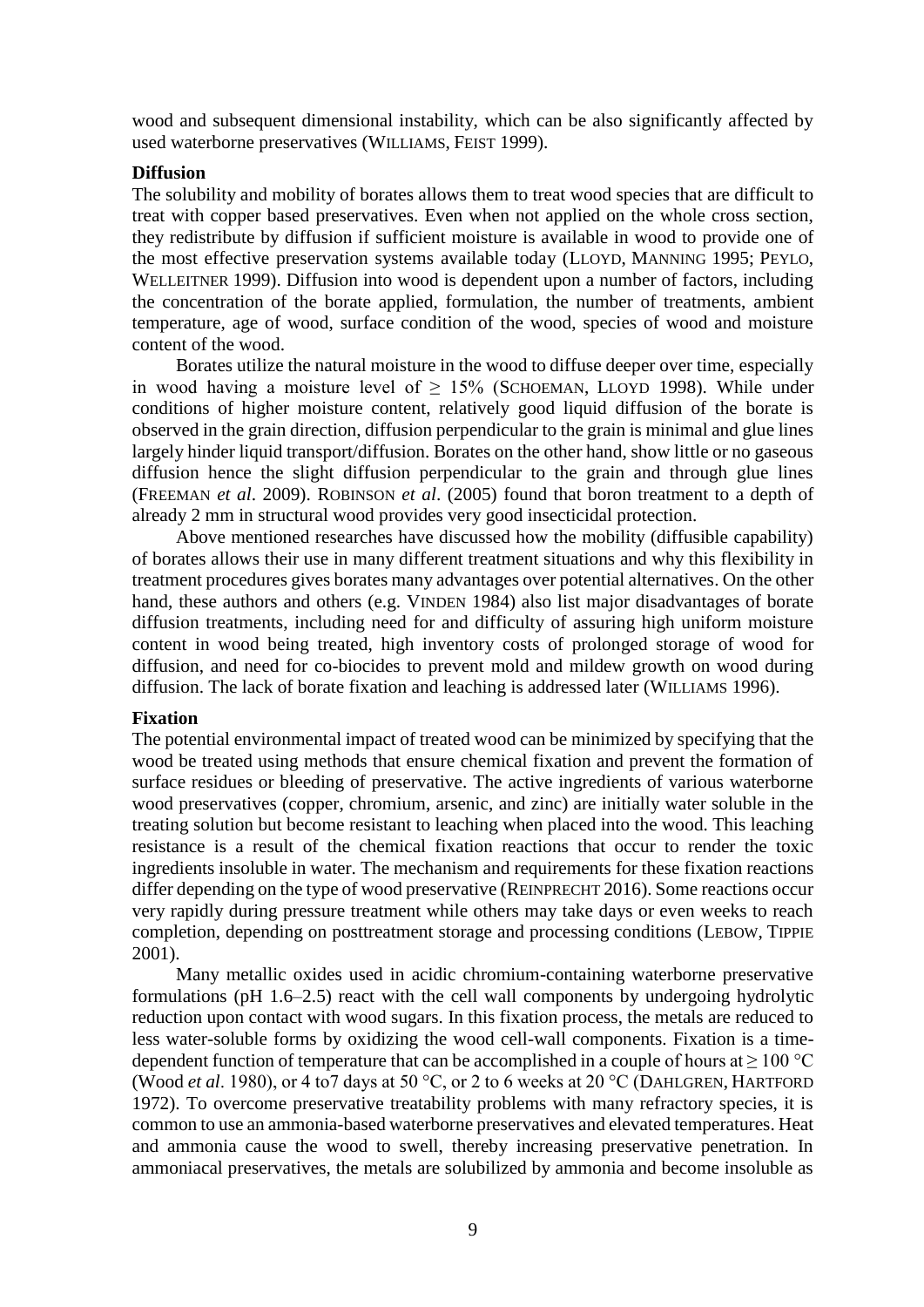wood and subsequent dimensional instability, which can be also significantly affected by used waterborne preservatives (WILLIAMS, FEIST 1999).

**Diffusion**

The solubility and mobility of borates allows them to treat wood species that are difficult to treat with copper based preservatives. Even when not applied on the whole cross section, they redistribute by diffusion if sufficient moisture is available in wood to provide one of the most effective preservation systems available today (LLOYD, MANNING 1995; PEYLO, WELLEITNER 1999). Diffusion into wood is dependent upon a number of factors, including the concentration of the borate applied, formulation, the number of treatments, ambient temperature, age of wood, surface condition of the wood, species of wood and moisture content of the wood.

Borates utilize the natural moisture in the wood to diffuse deeper over time, especially in wood having a moisture level of ≥ 15% (SCHOEMAN, LLOYD 1998). While under conditions of higher moisture content, relatively good liquid diffusion of the borate is observed in the grain direction, diffusion perpendicular to the grain is minimal and glue lines largely hinder liquid transport/diffusion. Borates on the other hand, show little or no gaseous diffusion hence the slight diffusion perpendicular to the grain and through glue lines (FREEMAN *et al*. 2009). ROBINSON *et al*. (2005) found that boron treatment to a depth of already 2 mm in structural wood provides very good insecticidal protection.

Above mentioned researches have discussed how the mobility (diffusible capability) of borates allows their use in many different treatment situations and why this flexibility in treatment procedures gives borates many advantages over potential alternatives. On the other hand, these authors and others (e.g. VINDEN 1984) also list major disadvantages of borate diffusion treatments, including need for and difficulty of assuring high uniform moisture content in wood being treated, high inventory costs of prolonged storage of wood for diffusion, and need for co-biocides to prevent mold and mildew growth on wood during diffusion. The lack of borate fixation and leaching is addressed later (WILLIAMS 1996).

**Fixation**

The potential environmental impact of treated wood can be minimized by specifying that the wood be treated using methods that ensure chemical fixation and prevent the formation of surface residues or bleeding of preservative. The active ingredients of various waterborne wood preservatives (copper, chromium, arsenic, and zinc) are initially water soluble in the treating solution but become resistant to leaching when placed into the wood. This leaching resistance is a result of the chemical fixation reactions that occur to render the toxic ingredients insoluble in water. The mechanism and requirements for these fixation reactions differ depending on the type of wood preservative (REINPRECHT 2016). Some reactions occur very rapidly during pressure treatment while others may take days or even weeks to reach completion, depending on posttreatment storage and processing conditions (LEBOW, TIPPIE 2001).

Many metallic oxides used in acidic chromium-containing waterborne preservative formulations (pH 1.6–2.5) react with the cell wall components by undergoing hydrolytic reduction upon contact with wood sugars. In this fixation process, the metals are reduced to less water-soluble forms by oxidizing the wood cell-wall components. Fixation is a time-dependent function of temperature that can be accomplished in a couple of hours at ≥ 100 °C (Wood *et al*. 1980), or 4 to7 days at 50 °C, or 2 to 6 weeks at 20 °C (DAHLGREN, HARTFORD 1972). To overcome preservative treatability problems with many refractory species, it is common to use an ammonia-based waterborne preservatives and elevated temperatures. Heat and ammonia cause the wood to swell, thereby increasing preservative penetration. In ammoniacal preservatives, the metals are solubilized by ammonia and become insoluble as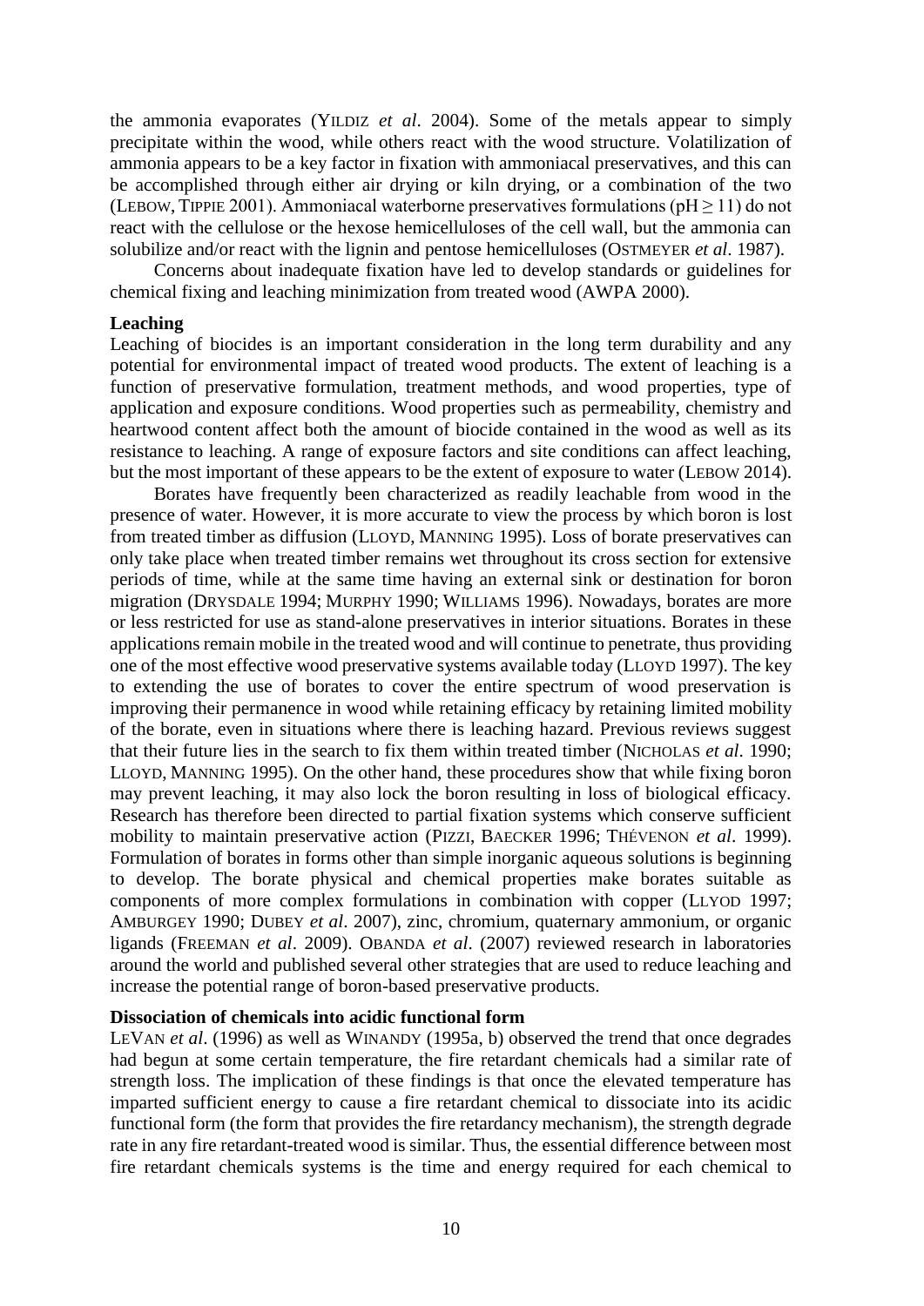the ammonia evaporates (YILDIZ *et al*. 2004). Some of the metals appear to simply precipitate within the wood, while others react with the wood structure. Volatilization of ammonia appears to be a key factor in fixation with ammoniacal preservatives, and this can be accomplished through either air drying or kiln drying, or a combination of the two (LEBOW, TIPPIE 2001). Ammoniacal waterborne preservatives formulations ($pH \geq 11$) do not react with the cellulose or the hexose hemicelluloses of the cell wall, but the ammonia can solubilize and/or react with the lignin and pentose hemicelluloses (OSTMEYER *et al*. 1987).

Concerns about inadequate fixation have led to develop standards or guidelines for chemical fixing and leaching minimization from treated wood (AWPA 2000).

**Leaching**

Leaching of biocides is an important consideration in the long term durability and any potential for environmental impact of treated wood products. The extent of leaching is a function of preservative formulation, treatment methods, and wood properties, type of application and exposure conditions. Wood properties such as permeability, chemistry and heartwood content affect both the amount of biocide contained in the wood as well as its resistance to leaching. A range of exposure factors and site conditions can affect leaching, but the most important of these appears to be the extent of exposure to water (LEBOW 2014).

Borates have frequently been characterized as readily leachable from wood in the presence of water. However, it is more accurate to view the process by which boron is lost from treated timber as diffusion (LLOYD, MANNING 1995). Loss of borate preservatives can only take place when treated timber remains wet throughout its cross section for extensive periods of time, while at the same time having an external sink or destination for boron migration (DRYSDALE 1994; MURPHY 1990; WILLIAMS 1996). Nowadays, borates are more or less restricted for use as stand-alone preservatives in interior situations. Borates in these applications remain mobile in the treated wood and will continue to penetrate, thus providing one of the most effective wood preservative systems available today (LLOYD 1997). The key to extending the use of borates to cover the entire spectrum of wood preservation is improving their permanence in wood while retaining efficacy by retaining limited mobility of the borate, even in situations where there is leaching hazard. Previous reviews suggest that their future lies in the search to fix them within treated timber (NICHOLAS *et al*. 1990; LLOYD, MANNING 1995). On the other hand, these procedures show that while fixing boron may prevent leaching, it may also lock the boron resulting in loss of biological efficacy. Research has therefore been directed to partial fixation systems which conserve sufficient mobility to maintain preservative action (PIZZI, BAECKER 1996; THÉVENON *et al*. 1999). Formulation of borates in forms other than simple inorganic aqueous solutions is beginning to develop. The borate physical and chemical properties make borates suitable as components of more complex formulations in combination with copper (LLYOD 1997; AMBURGEY 1990; DUBEY *et al*. 2007), zinc, chromium, quaternary ammonium, or organic ligands (FREEMAN *et al*. 2009). OBANDA *et al*. (2007) reviewed research in laboratories around the world and published several other strategies that are used to reduce leaching and increase the potential range of boron-based preservative products.

**Dissociation of chemicals into acidic functional form**

LEVAN *et al*. (1996) as well as WINANDY (1995a, b) observed the trend that once degrades had begun at some certain temperature, the fire retardant chemicals had a similar rate of strength loss. The implication of these findings is that once the elevated temperature has imparted sufficient energy to cause a fire retardant chemical to dissociate into its acidic functional form (the form that provides the fire retardancy mechanism), the strength degrade rate in any fire retardant-treated wood is similar. Thus, the essential difference between most fire retardant chemicals systems is the time and energy required for each chemical to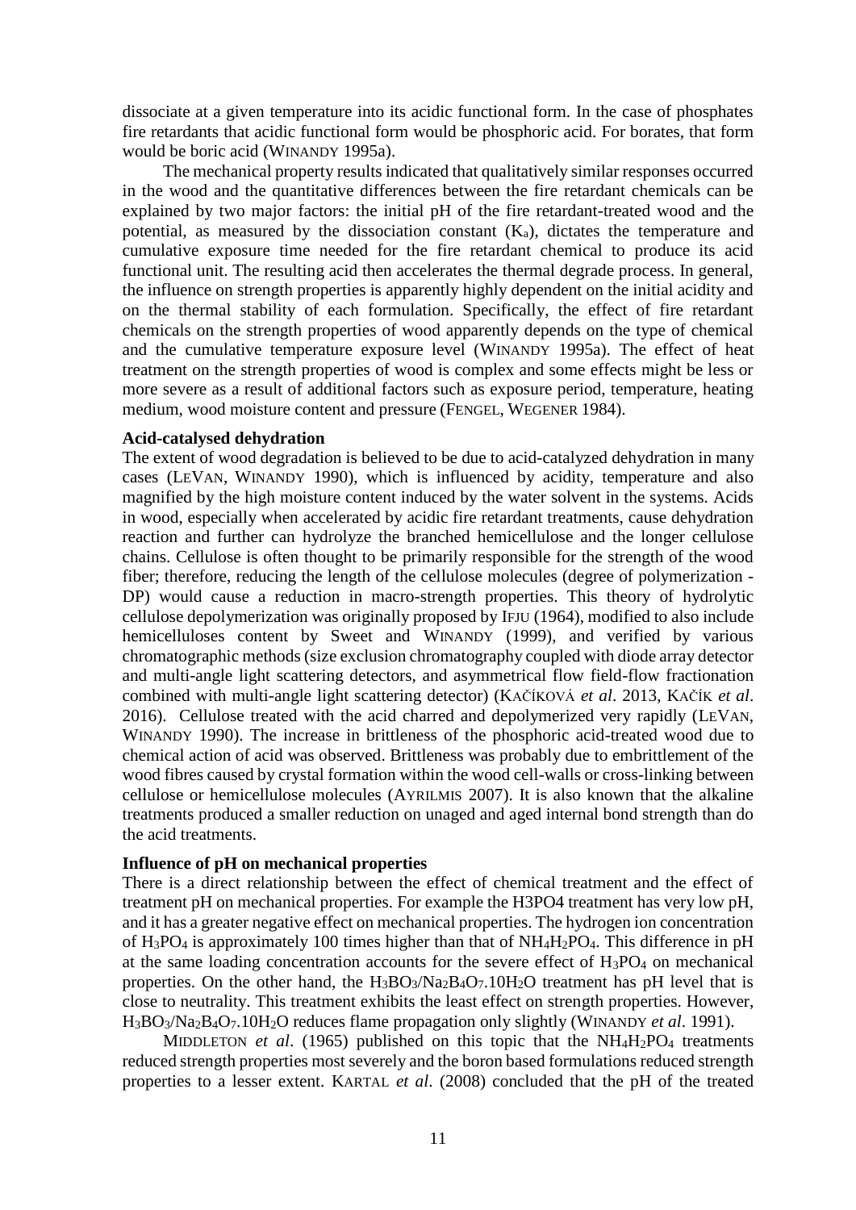dissociate at a given temperature into its acidic functional form. In the case of phosphates fire retardants that acidic functional form would be phosphoric acid. For borates, that form would be boric acid (WINANDY 1995a).

The mechanical property results indicated that qualitatively similar responses occurred in the wood and the quantitative differences between the fire retardant chemicals can be explained by two major factors: the initial pH of the fire retardant-treated wood and the potential, as measured by the dissociation constant ($K_a$), dictates the temperature and cumulative exposure time needed for the fire retardant chemical to produce its acid functional unit. The resulting acid then accelerates the thermal degrade process. In general, the influence on strength properties is apparently highly dependent on the initial acidity and on the thermal stability of each formulation. Specifically, the effect of fire retardant chemicals on the strength properties of wood apparently depends on the type of chemical and the cumulative temperature exposure level (WINANDY 1995a). The effect of heat treatment on the strength properties of wood is complex and some effects might be less or more severe as a result of additional factors such as exposure period, temperature, heating medium, wood moisture content and pressure (FENGEL, WEGENER 1984).

**Acid-catalysed dehydration**

The extent of wood degradation is believed to be due to acid-catalyzed dehydration in many cases (LEVAN, WINANDY 1990), which is influenced by acidity, temperature and also magnified by the high moisture content induced by the water solvent in the systems. Acids in wood, especially when accelerated by acidic fire retardant treatments, cause dehydration reaction and further can hydrolyze the branched hemicellulose and the longer cellulose chains. Cellulose is often thought to be primarily responsible for the strength of the wood fiber; therefore, reducing the length of the cellulose molecules (degree of polymerization - DP) would cause a reduction in macro-strength properties. This theory of hydrolytic cellulose depolymerization was originally proposed by IFJU (1964), modified to also include hemicelluloses content by Sweet and WINANDY (1999), and verified by various chromatographic methods (size exclusion chromatography coupled with diode array detector and multi-angle light scattering detectors, and asymmetrical flow field-flow fractionation combined with multi-angle light scattering detector) (KAČÍKOVÁ *et al*. 2013, KAČÍK *et al*. 2016). Cellulose treated with the acid charred and depolymerized very rapidly (LEVAN, WINANDY 1990). The increase in brittleness of the phosphoric acid-treated wood due to chemical action of acid was observed. Brittleness was probably due to embrittlement of the wood fibres caused by crystal formation within the wood cell-walls or cross-linking between cellulose or hemicellulose molecules (AYRILMIS 2007). It is also known that the alkaline treatments produced a smaller reduction on unaged and aged internal bond strength than do the acid treatments.

**Influence of pH on mechanical properties**

There is a direct relationship between the effect of chemical treatment and the effect of treatment pH on mechanical properties. For example the H3PO4 treatment has very low pH, and it has a greater negative effect on mechanical properties. The hydrogen ion concentration of $H_3PO_4$ is approximately 100 times higher than that of $NH_4H_2PO_4$. This difference in pH at the same loading concentration accounts for the severe effect of $H_3PO_4$ on mechanical properties. On the other hand, the $H_3BO_3/Na_2B_4O_7.10H_2O$ treatment has pH level that is close to neutrality. This treatment exhibits the least effect on strength properties. However, $H_3BO_3/Na_2B_4O_7.10H_2O$ reduces flame propagation only slightly (WINANDY *et al*. 1991).

MIDDLETON *et al*. (1965) published on this topic that the $NH_4H_2PO_4$ treatments reduced strength properties most severely and the boron based formulations reduced strength properties to a lesser extent. KARTAL *et al*. (2008) concluded that the pH of the treated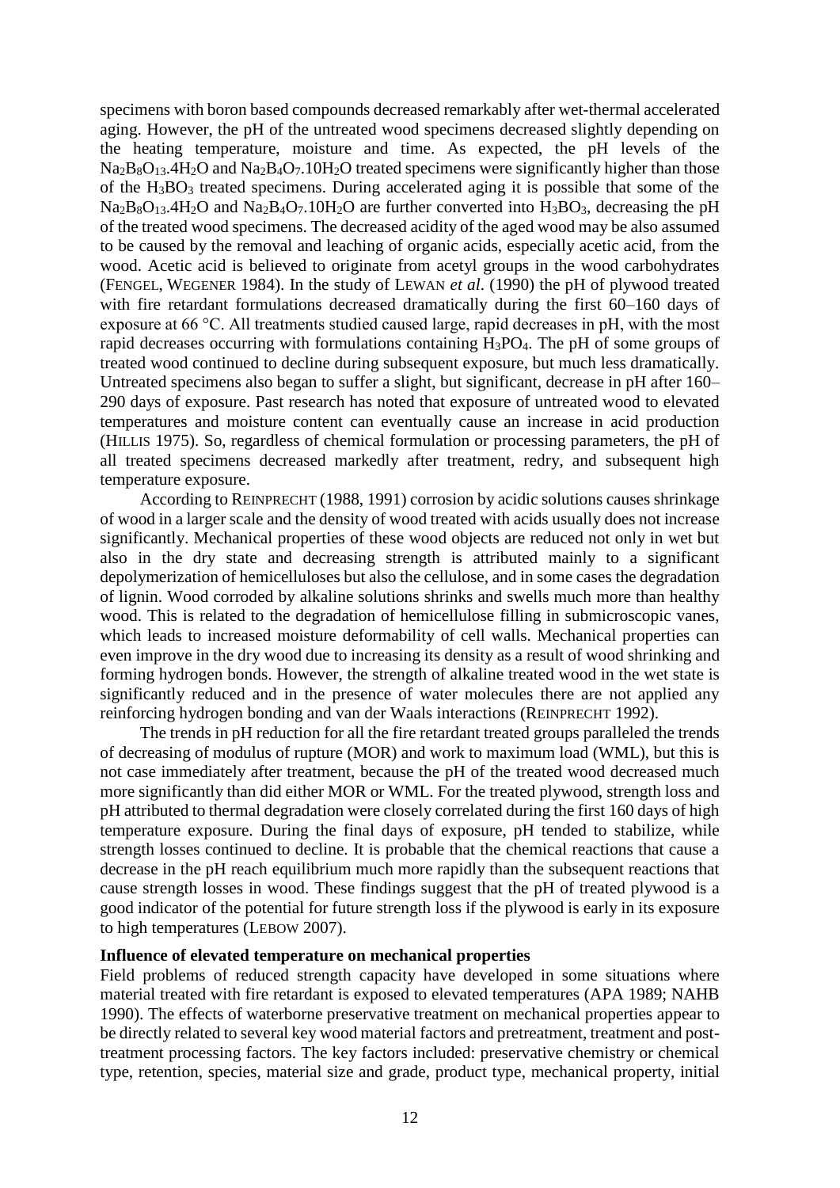specimens with boron based compounds decreased remarkably after wet-thermal accelerated aging. However, the pH of the untreated wood specimens decreased slightly depending on the heating temperature, moisture and time. As expected, the pH levels of the $Na_2B_8O_{13}.4H_2O$ and $Na_2B_4O_7.10H_2O$ treated specimens were significantly higher than those of the $H_3BO_3$ treated specimens. During accelerated aging it is possible that some of the $Na_2B_8O_{13}.4H_2O$ and $Na_2B_4O_7.10H_2O$ are further converted into $H_3BO_3$, decreasing the pH of the treated wood specimens. The decreased acidity of the aged wood may be also assumed to be caused by the removal and leaching of organic acids, especially acetic acid, from the wood. Acetic acid is believed to originate from acetyl groups in the wood carbohydrates (FENGEL, WEGENER 1984). In the study of LEWAN *et al*. (1990) the pH of plywood treated with fire retardant formulations decreased dramatically during the first 60–160 days of exposure at 66 °C. All treatments studied caused large, rapid decreases in pH, with the most rapid decreases occurring with formulations containing $H_3PO_4$. The pH of some groups of treated wood continued to decline during subsequent exposure, but much less dramatically. Untreated specimens also began to suffer a slight, but significant, decrease in pH after 160–290 days of exposure. Past research has noted that exposure of untreated wood to elevated temperatures and moisture content can eventually cause an increase in acid production (HILLIS 1975). So, regardless of chemical formulation or processing parameters, the pH of all treated specimens decreased markedly after treatment, redry, and subsequent high temperature exposure.

According to REINPRECHT (1988, 1991) corrosion by acidic solutions causes shrinkage of wood in a larger scale and the density of wood treated with acids usually does not increase significantly. Mechanical properties of these wood objects are reduced not only in wet but also in the dry state and decreasing strength is attributed mainly to a significant depolymerization of hemicelluloses but also the cellulose, and in some cases the degradation of lignin. Wood corroded by alkaline solutions shrinks and swells much more than healthy wood. This is related to the degradation of hemicellulose filling in submicroscopic vanes, which leads to increased moisture deformability of cell walls. Mechanical properties can even improve in the dry wood due to increasing its density as a result of wood shrinking and forming hydrogen bonds. However, the strength of alkaline treated wood in the wet state is significantly reduced and in the presence of water molecules there are not applied any reinforcing hydrogen bonding and van der Waals interactions (REINPRECHT 1992).

The trends in pH reduction for all the fire retardant treated groups paralleled the trends of decreasing of modulus of rupture (MOR) and work to maximum load (WML), but this is not case immediately after treatment, because the pH of the treated wood decreased much more significantly than did either MOR or WML. For the treated plywood, strength loss and pH attributed to thermal degradation were closely correlated during the first 160 days of high temperature exposure. During the final days of exposure, pH tended to stabilize, while strength losses continued to decline. It is probable that the chemical reactions that cause a decrease in the pH reach equilibrium much more rapidly than the subsequent reactions that cause strength losses in wood. These findings suggest that the pH of treated plywood is a good indicator of the potential for future strength loss if the plywood is early in its exposure to high temperatures (LEBOW 2007).

**Influence of elevated temperature on mechanical properties**

Field problems of reduced strength capacity have developed in some situations where material treated with fire retardant is exposed to elevated temperatures (APA 1989; NAHB 1990). The effects of waterborne preservative treatment on mechanical properties appear to be directly related to several key wood material factors and pretreatment, treatment and post-treatment processing factors. The key factors included: preservative chemistry or chemical type, retention, species, material size and grade, product type, mechanical property, initial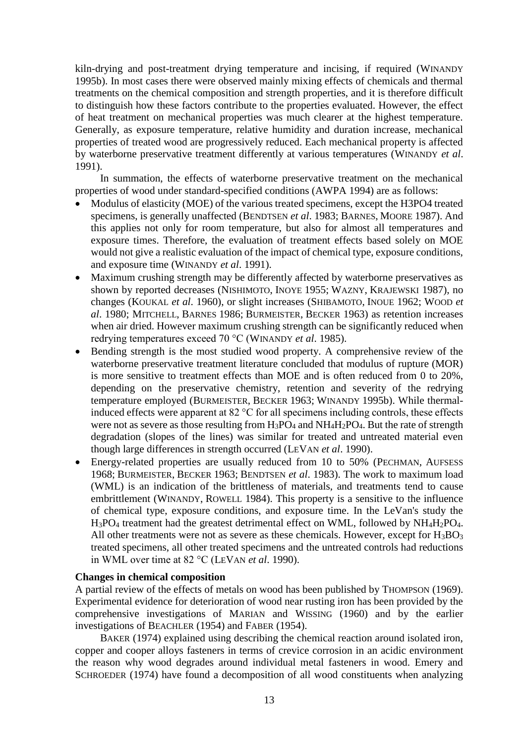kiln-drying and post-treatment drying temperature and incising, if required (WINANDY 1995b). In most cases there were observed mainly mixing effects of chemicals and thermal treatments on the chemical composition and strength properties, and it is therefore difficult to distinguish how these factors contribute to the properties evaluated. However, the effect of heat treatment on mechanical properties was much clearer at the highest temperature. Generally, as exposure temperature, relative humidity and duration increase, mechanical properties of treated wood are progressively reduced. Each mechanical property is affected by waterborne preservative treatment differently at various temperatures (WINANDY *et al*. 1991).

In summation, the effects of waterborne preservative treatment on the mechanical properties of wood under standard-specified conditions (AWPA 1994) are as follows:

- Modulus of elasticity (MOE) of the various treated specimens, except the H3PO4 treated specimens, is generally unaffected (BENDTSEN *et al*. 1983; BARNES, MOORE 1987). And this applies not only for room temperature, but also for almost all temperatures and exposure times. Therefore, the evaluation of treatment effects based solely on MOE would not give a realistic evaluation of the impact of chemical type, exposure conditions, and exposure time (WINANDY *et al*. 1991).
- Maximum crushing strength may be differently affected by waterborne preservatives as shown by reported decreases (NISHIMOTO, INOYE 1955; WAZNY, KRAJEWSKI 1987), no changes (KOUKAL *et al*. 1960), or slight increases (SHIBAMOTO, INOUE 1962; WOOD *et al*. 1980; MITCHELL, BARNES 1986; BURMEISTER, BECKER 1963) as retention increases when air dried. However maximum crushing strength can be significantly reduced when redrying temperatures exceed 70 °C (WINANDY *et al*. 1985).
- Bending strength is the most studied wood property. A comprehensive review of the waterborne preservative treatment literature concluded that modulus of rupture (MOR) is more sensitive to treatment effects than MOE and is often reduced from 0 to 20%, depending on the preservative chemistry, retention and severity of the redrying temperature employed (BURMEISTER, BECKER 1963; WINANDY 1995b). While thermal-induced effects were apparent at 82 °C for all specimens including controls, these effects were not as severe as those resulting from $H_3PO_4$ and $NH_4H_2PO_4$. But the rate of strength degradation (slopes of the lines) was similar for treated and untreated material even though large differences in strength occurred (LEVAN *et al*. 1990).
- Energy-related properties are usually reduced from 10 to 50% (PECHMAN, AUFSESS 1968; BURMEISTER, BECKER 1963; BENDTSEN *et al*. 1983). The work to maximum load (WML) is an indication of the brittleness of materials, and treatments tend to cause embrittlement (WINANDY, ROWELL 1984). This property is a sensitive to the influence of chemical type, exposure conditions, and exposure time. In the LeVan's study the $H_3PO_4$ treatment had the greatest detrimental effect on WML, followed by $NH_4H_2PO_4$. All other treatments were not as severe as these chemicals. However, except for $H_3BO_3$ treated specimens, all other treated specimens and the untreated controls had reductions in WML over time at 82 °C (LEVAN *et al*. 1990).

**Changes in chemical composition**

A partial review of the effects of metals on wood has been published by THOMPSON (1969). Experimental evidence for deterioration of wood near rusting iron has been provided by the comprehensive investigations of MARIAN and WISSING (1960) and by the earlier investigations of BEACHLER (1954) and FABER (1954).

BAKER (1974) explained using describing the chemical reaction around isolated iron, copper and cooper alloys fasteners in terms of crevice corrosion in an acidic environment the reason why wood degrades around individual metal fasteners in wood. Emery and SCHROEDER (1974) have found a decomposition of all wood constituents when analyzing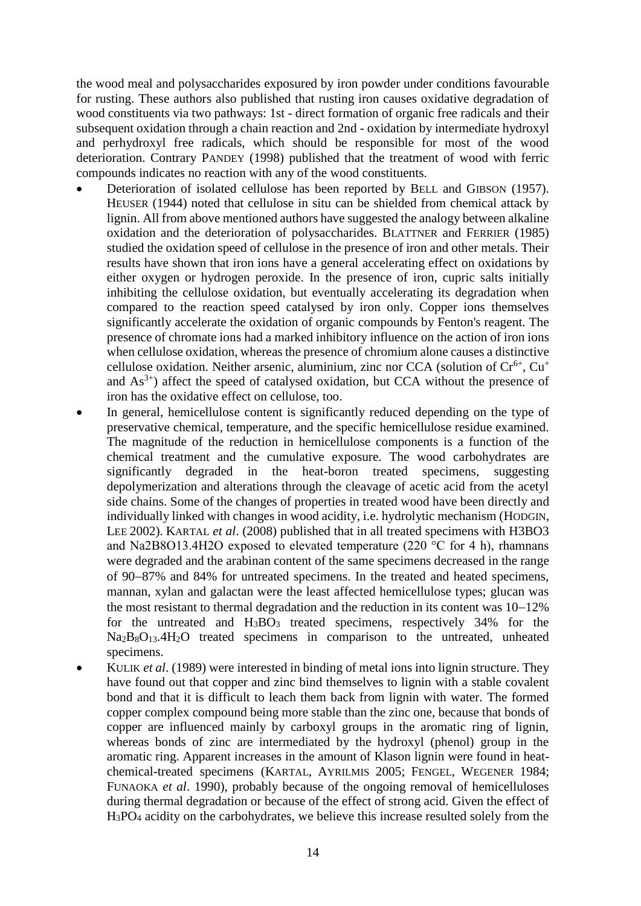the wood meal and polysaccharides exposured by iron powder under conditions favourable for rusting. These authors also published that rusting iron causes oxidative degradation of wood constituents via two pathways: 1st - direct formation of organic free radicals and their subsequent oxidation through a chain reaction and 2nd - oxidation by intermediate hydroxyl and perhydroxyl free radicals, which should be responsible for most of the wood deterioration. Contrary PANDEY (1998) published that the treatment of wood with ferric compounds indicates no reaction with any of the wood constituents.

- Deterioration of isolated cellulose has been reported by BELL and GIBSON (1957). HEUSER (1944) noted that cellulose in situ can be shielded from chemical attack by lignin. All from above mentioned authors have suggested the analogy between alkaline oxidation and the deterioration of polysaccharides. BLATTNER and FERRIER (1985) studied the oxidation speed of cellulose in the presence of iron and other metals. Their results have shown that iron ions have a general accelerating effect on oxidations by either oxygen or hydrogen peroxide. In the presence of iron, cupric salts initially inhibiting the cellulose oxidation, but eventually accelerating its degradation when compared to the reaction speed catalysed by iron only. Copper ions themselves significantly accelerate the oxidation of organic compounds by Fenton's reagent. The presence of chromate ions had a marked inhibitory influence on the action of iron ions when cellulose oxidation, whereas the presence of chromium alone causes a distinctive cellulose oxidation. Neither arsenic, aluminium, zinc nor CCA (solution of $Cr^{6+}$, $Cu^{+}$ and $As^{3+}$) affect the speed of catalysed oxidation, but CCA without the presence of iron has the oxidative effect on cellulose, too.
- In general, hemicellulose content is significantly reduced depending on the type of preservative chemical, temperature, and the specific hemicellulose residue examined. The magnitude of the reduction in hemicellulose components is a function of the chemical treatment and the cumulative exposure. The wood carbohydrates are significantly degraded in the heat-boron treated specimens, suggesting depolymerization and alterations through the cleavage of acetic acid from the acetyl side chains. Some of the changes of properties in treated wood have been directly and individually linked with changes in wood acidity, i.e. hydrolytic mechanism (HODGIN, LEE 2002). KARTAL *et al*. (2008) published that in all treated specimens with H3BO3 and Na2B8O13.4H2O exposed to elevated temperature (220 °C for 4 h), rhamnans were degraded and the arabinan content of the same specimens decreased in the range of 90–87% and 84% for untreated specimens. In the treated and heated specimens, mannan, xylan and galactan were the least affected hemicellulose types; glucan was the most resistant to thermal degradation and the reduction in its content was 10–12% for the untreated and $H_3BO_3$ treated specimens, respectively 34% for the $Na_2B_8O_{13}.4H_2O$ treated specimens in comparison to the untreated, unheated specimens.
- KULIK *et al*. (1989) were interested in binding of metal ions into lignin structure. They have found out that copper and zinc bind themselves to lignin with a stable covalent bond and that it is difficult to leach them back from lignin with water. The formed copper complex compound being more stable than the zinc one, because that bonds of copper are influenced mainly by carboxyl groups in the aromatic ring of lignin, whereas bonds of zinc are intermediated by the hydroxyl (phenol) group in the aromatic ring. Apparent increases in the amount of Klason lignin were found in heat-chemical-treated specimens (KARTAL, AYRILMIS 2005; FENGEL, WEGENER 1984; FUNAOKA *et al*. 1990), probably because of the ongoing removal of hemicelluloses during thermal degradation or because of the effect of strong acid. Given the effect of $H_3PO_4$ acidity on the carbohydrates, we believe this increase resulted solely from the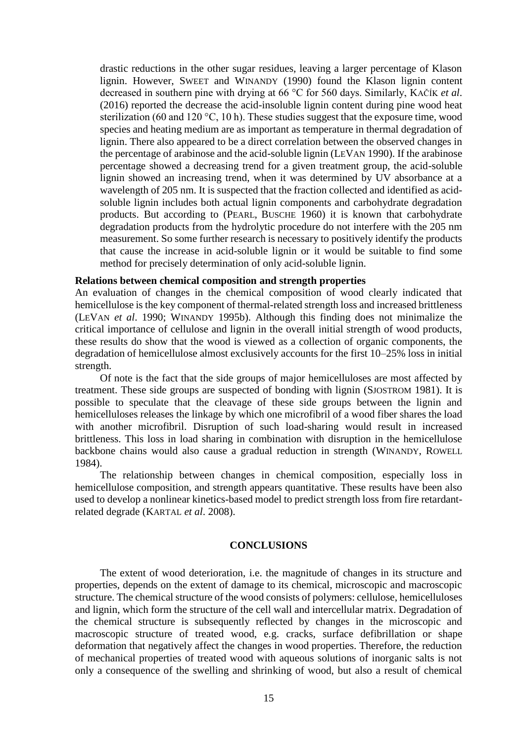drastic reductions in the other sugar residues, leaving a larger percentage of Klason lignin. However, SWEET and WINANDY (1990) found the Klason lignin content decreased in southern pine with drying at 66 °C for 560 days. Similarly, KAČÍK *et al*. (2016) reported the decrease the acid-insoluble lignin content during pine wood heat sterilization (60 and 120 °C, 10 h). These studies suggest that the exposure time, wood species and heating medium are as important as temperature in thermal degradation of lignin. There also appeared to be a direct correlation between the observed changes in the percentage of arabinose and the acid-soluble lignin (LEVAN 1990). If the arabinose percentage showed a decreasing trend for a given treatment group, the acid-soluble lignin showed an increasing trend, when it was determined by UV absorbance at a wavelength of 205 nm. It is suspected that the fraction collected and identified as acid-soluble lignin includes both actual lignin components and carbohydrate degradation products. But according to (PEARL, BUSCHE 1960) it is known that carbohydrate degradation products from the hydrolytic procedure do not interfere with the 205 nm measurement. So some further research is necessary to positively identify the products that cause the increase in acid-soluble lignin or it would be suitable to find some method for precisely determination of only acid-soluble lignin.

**Relations between chemical composition and strength properties**

An evaluation of changes in the chemical composition of wood clearly indicated that hemicellulose is the key component of thermal-related strength loss and increased brittleness (LEVAN *et al*. 1990; WINANDY 1995b). Although this finding does not minimalize the critical importance of cellulose and lignin in the overall initial strength of wood products, these results do show that the wood is viewed as a collection of organic components, the degradation of hemicellulose almost exclusively accounts for the first 10–25% loss in initial strength.

Of note is the fact that the side groups of major hemicelluloses are most affected by treatment. These side groups are suspected of bonding with lignin (SJOSTROM 1981). It is possible to speculate that the cleavage of these side groups between the lignin and hemicelluloses releases the linkage by which one microfibril of a wood fiber shares the load with another microfibril. Disruption of such load-sharing would result in increased brittleness. This loss in load sharing in combination with disruption in the hemicellulose backbone chains would also cause a gradual reduction in strength (WINANDY, ROWELL 1984).

The relationship between changes in chemical composition, especially loss in hemicellulose composition, and strength appears quantitative. These results have been also used to develop a nonlinear kinetics-based model to predict strength loss from fire retardant-related degrade (KARTAL *et al*. 2008).

## CONCLUSIONS

The extent of wood deterioration, i.e. the magnitude of changes in its structure and properties, depends on the extent of damage to its chemical, microscopic and macroscopic structure. The chemical structure of the wood consists of polymers: cellulose, hemicelluloses and lignin, which form the structure of the cell wall and intercellular matrix. Degradation of the chemical structure is subsequently reflected by changes in the microscopic and macroscopic structure of treated wood, e.g. cracks, surface defibrillation or shape deformation that negatively affect the changes in wood properties. Therefore, the reduction of mechanical properties of treated wood with aqueous solutions of inorganic salts is not only a consequence of the swelling and shrinking of wood, but also a result of chemical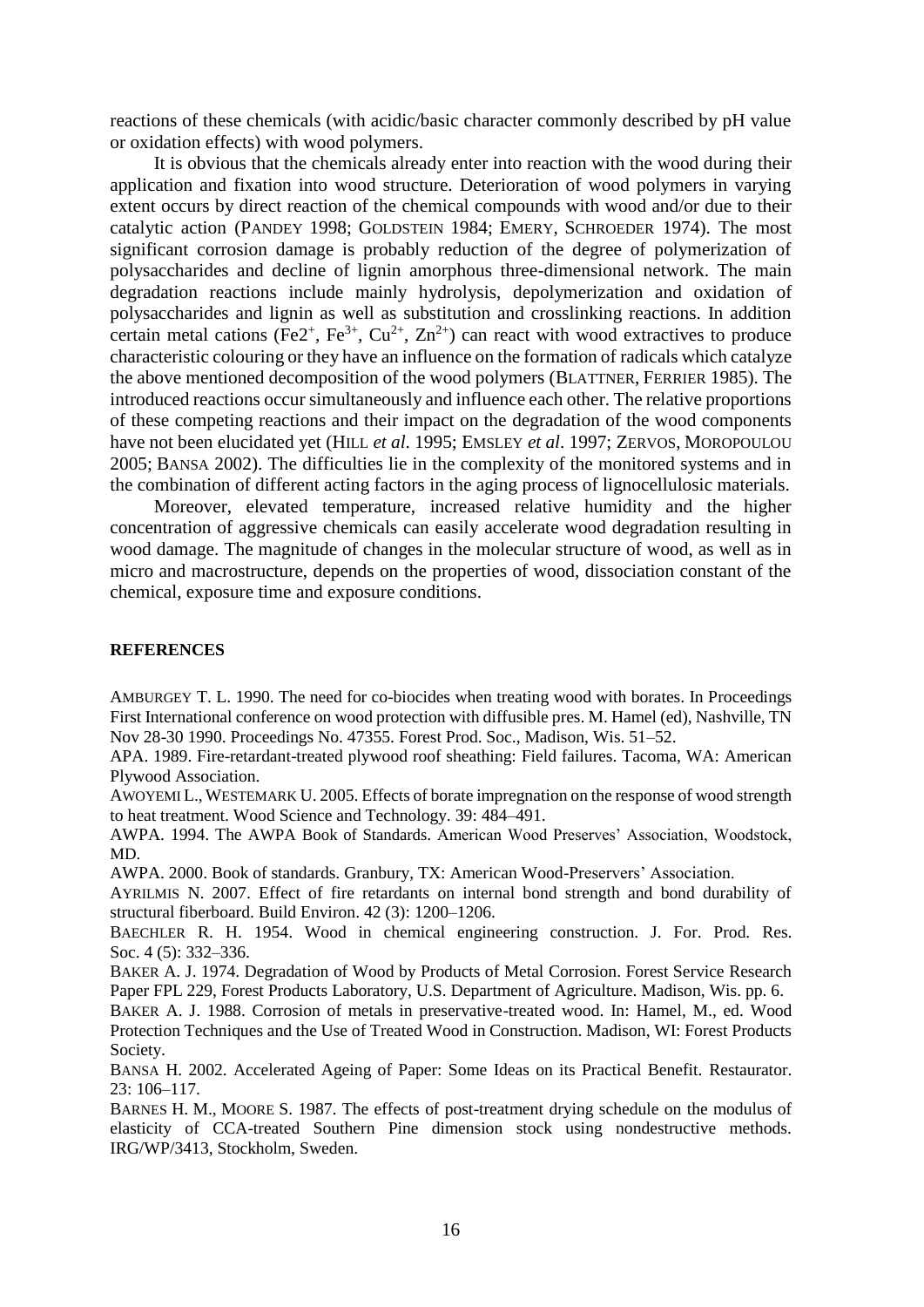reactions of these chemicals (with acidic/basic character commonly described by pH value or oxidation effects) with wood polymers.

It is obvious that the chemicals already enter into reaction with the wood during their application and fixation into wood structure. Deterioration of wood polymers in varying extent occurs by direct reaction of the chemical compounds with wood and/or due to their catalytic action (PANDEY 1998; GOLDSTEIN 1984; EMERY, SCHROEDER 1974). The most significant corrosion damage is probably reduction of the degree of polymerization of polysaccharides and decline of lignin amorphous three-dimensional network. The main degradation reactions include mainly hydrolysis, depolymerization and oxidation of polysaccharides and lignin as well as substitution and crosslinking reactions. In addition certain metal cations ($Fe2^{+}$, $Fe^{3+}$, $Cu^{2+}$, $Zn^{2+}$) can react with wood extractives to produce characteristic colouring or they have an influence on the formation of radicals which catalyze the above mentioned decomposition of the wood polymers (BLATTNER, FERRIER 1985). The introduced reactions occur simultaneously and influence each other. The relative proportions of these competing reactions and their impact on the degradation of the wood components have not been elucidated yet (HILL *et al*. 1995; EMSLEY *et al*. 1997; ZERVOS, MOROPOULOU 2005; BANSA 2002). The difficulties lie in the complexity of the monitored systems and in the combination of different acting factors in the aging process of lignocellulosic materials.

Moreover, elevated temperature, increased relative humidity and the higher concentration of aggressive chemicals can easily accelerate wood degradation resulting in wood damage. The magnitude of changes in the molecular structure of wood, as well as in micro and macrostructure, depends on the properties of wood, dissociation constant of the chemical, exposure time and exposure conditions.

## REFERENCES

AMBURGEY T. L. 1990. The need for co-biocides when treating wood with borates. In Proceedings First International conference on wood protection with diffusible pres. M. Hamel (ed), Nashville, TN Nov 28-30 1990. Proceedings No. 47355. Forest Prod. Soc., Madison, Wis. 51–52.

APA. 1989. Fire-retardant-treated plywood roof sheathing: Field failures. Tacoma, WA: American Plywood Association.

AWOYEMI L., WESTEMARK U. 2005. Effects of borate impregnation on the response of wood strength to heat treatment. Wood Science and Technology. 39: 484–491.

AWPA. 1994. The AWPA Book of Standards. American Wood Preserves' Association, Woodstock, MD.

AWPA. 2000. Book of standards. Granbury, TX: American Wood-Preservers' Association.

AYRILMIS N. 2007. Effect of fire retardants on internal bond strength and bond durability of structural fiberboard. Build Environ. 42 (3): 1200–1206.

BAECHLER R. H. 1954. Wood in chemical engineering construction. J. For. Prod. Res. Soc. 4 (5): 332–336.

BAKER A. J. 1974. Degradation of Wood by Products of Metal Corrosion. Forest Service Research Paper FPL 229, Forest Products Laboratory, U.S. Department of Agriculture. Madison, Wis. pp. 6.

BAKER A. J. 1988. Corrosion of metals in preservative-treated wood. In: Hamel, M., ed. Wood Protection Techniques and the Use of Treated Wood in Construction. Madison, WI: Forest Products Society.

BANSA H. 2002. Accelerated Ageing of Paper: Some Ideas on its Practical Benefit. Restaurator. 23: 106–117.

BARNES H. M., MOORE S. 1987. The effects of post-treatment drying schedule on the modulus of elasticity of CCA-treated Southern Pine dimension stock using nondestructive methods. IRG/WP/3413, Stockholm, Sweden.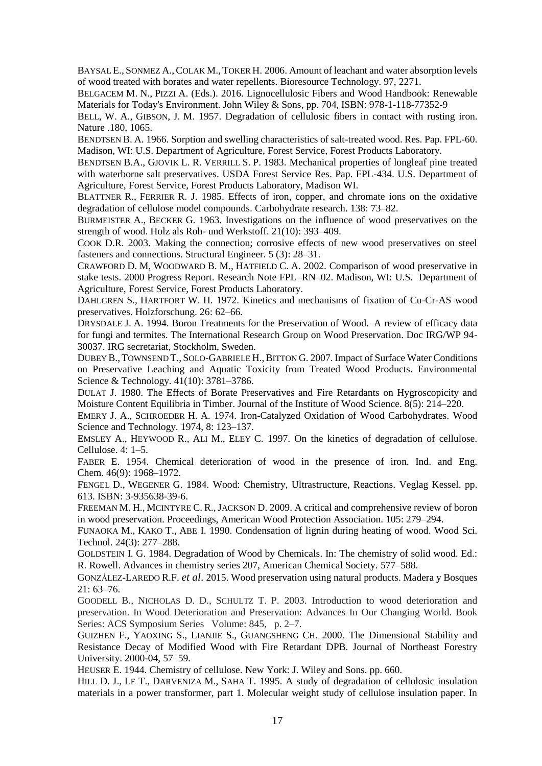BAYSAL E., SONMEZ A., COLAK M., TOKER H. 2006. Amount of leachant and water absorption levels of wood treated with borates and water repellents. Bioresource Technology. 97, 2271.

BELGACEM M. N., PIZZI A. (Eds.). 2016. Lignocellulosic Fibers and Wood Handbook: Renewable Materials for Today's Environment. John Wiley & Sons, pp. 704, ISBN: 978-1-118-77352-9

BELL, W. A., GIBSON, J. M. 1957. Degradation of cellulosic fibers in contact with rusting iron. Nature .180, 1065.

BENDTSEN B. A. 1966. Sorption and swelling characteristics of salt-treated wood. Res. Pap. FPL-60. Madison, WI: U.S. Department of Agriculture, Forest Service, Forest Products Laboratory.

BENDTSEN B.A., GJOVIK L. R. VERRILL S. P. 1983. Mechanical properties of longleaf pine treated with waterborne salt preservatives. USDA Forest Service Res. Pap. FPL-434. U.S. Department of Agriculture, Forest Service, Forest Products Laboratory, Madison WI.

BLATTNER R., FERRIER R. J. 1985. Effects of iron, copper, and chromate ions on the oxidative degradation of cellulose model compounds. Carbohydrate research. 138: 73–82.

BURMEISTER A., BECKER G. 1963. Investigations on the influence of wood preservatives on the strength of wood. Holz als Roh- und Werkstoff. 21(10): 393–409.

COOK D.R. 2003. Making the connection; corrosive effects of new wood preservatives on steel fasteners and connections. Structural Engineer. 5 (3): 28–31.

CRAWFORD D. M, WOODWARD B. M., HATFIELD C. A. 2002. Comparison of wood preservative in stake tests. 2000 Progress Report. Research Note FPL–RN–02. Madison, WI: U.S. Department of Agriculture, Forest Service, Forest Products Laboratory.

DAHLGREN S., HARTFORT W. H. 1972. Kinetics and mechanisms of fixation of Cu-Cr-AS wood preservatives. Holzforschung. 26: 62–66.

DRYSDALE J. A. 1994. Boron Treatments for the Preservation of Wood.–A review of efficacy data for fungi and termites. The International Research Group on Wood Preservation. Doc IRG/WP 94-30037. IRG secretariat, Stockholm, Sweden.

DUBEY B., TOWNSEND T., SOLO-GABRIELE H., BITTON G. 2007. Impact of Surface Water Conditions on Preservative Leaching and Aquatic Toxicity from Treated Wood Products. Environmental Science & Technology. 41(10): 3781–3786.

DULAT J. 1980. The Effects of Borate Preservatives and Fire Retardants on Hygroscopicity and Moisture Content Equilibria in Timber. Journal of the Institute of Wood Science. 8(5): 214–220.

EMERY J. A., SCHROEDER H. A. 1974. Iron-Catalyzed Oxidation of Wood Carbohydrates. Wood Science and Technology. 1974, 8: 123–137.

EMSLEY A., HEYWOOD R., ALI M., ELEY C. 1997. On the kinetics of degradation of cellulose. Cellulose. 4: 1–5.

FABER E. 1954. Chemical deterioration of wood in the presence of iron. Ind. and Eng. Chem. 46(9): 1968–1972.

FENGEL D., WEGENER G. 1984. Wood: Chemistry, Ultrastructure, Reactions. Veglag Kessel. pp. 613. ISBN: 3-935638-39-6.

FREEMAN M. H., MCINTYRE C. R., JACKSON D. 2009. A critical and comprehensive review of boron in wood preservation. Proceedings, American Wood Protection Association. 105: 279–294.

FUNAOKA M., KAKO T., ABE I. 1990. Condensation of lignin during heating of wood. Wood Sci. Technol. 24(3): 277–288.

GOLDSTEIN I. G. 1984. Degradation of Wood by Chemicals. In: The chemistry of solid wood. Ed.: R. Rowell. Advances in chemistry series 207, American Chemical Society. 577–588.

GONZÁLEZ-LAREDO R.F. *et al*. 2015. Wood preservation using natural products. Madera y Bosques 21: 63–76.

GOODELL B., NICHOLAS D. D., SCHULTZ T. P. 2003. Introduction to wood deterioration and preservation. In Wood Deterioration and Preservation: Advances In Our Changing World. Book Series: ACS Symposium Series Volume: 845, p. 2–7.

GUIZHEN F., YAOXING S., LIANJIE S., GUANGSHENG CH. 2000. The Dimensional Stability and Resistance Decay of Modified Wood with Fire Retardant DPB. Journal of Northeast Forestry University. 2000-04, 57–59.

HEUSER E. 1944. Chemistry of cellulose. New York: J. Wiley and Sons. pp. 660.

HILL D. J., LE T., DARVENIZA M., SAHA T. 1995. A study of degradation of cellulosic insulation materials in a power transformer, part 1. Molecular weight study of cellulose insulation paper. In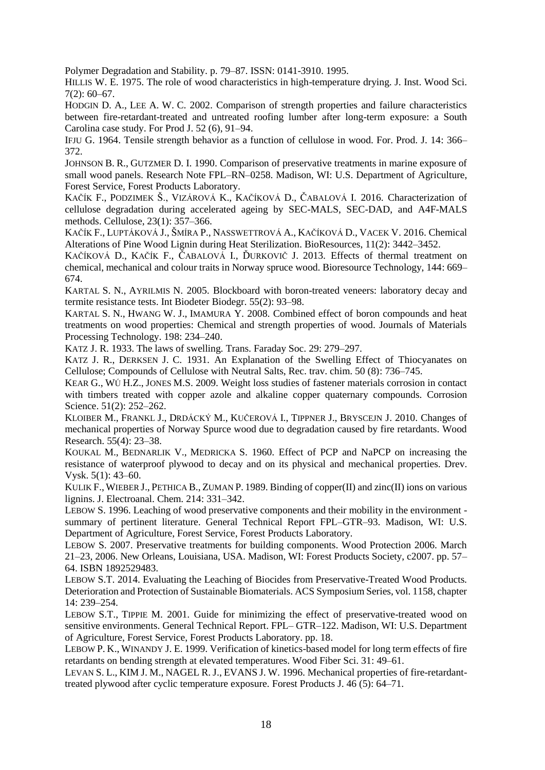Polymer Degradation and Stability. p. 79–87. ISSN: 0141-3910. 1995.

HILLIS W. E. 1975. The role of wood characteristics in high-temperature drying. J. Inst. Wood Sci. 7(2): 60–67.

HODGIN D. A., LEE A. W. C. 2002. Comparison of strength properties and failure characteristics between fire-retardant-treated and untreated roofing lumber after long-term exposure: a South Carolina case study. For Prod J. 52 (6), 91–94.

IFJU G. 1964. Tensile strength behavior as a function of cellulose in wood. For. Prod. J. 14: 366–372.

JOHNSON B. R., GUTZMER D. I. 1990. Comparison of preservative treatments in marine exposure of small wood panels. Research Note FPL–RN–0258. Madison, WI: U.S. Department of Agriculture, Forest Service, Forest Products Laboratory.

KAČÍK F., PODZIMEK Š., VIZÁROVÁ K., KAČÍKOVÁ D., ČABALOVÁ I. 2016. Characterization of cellulose degradation during accelerated ageing by SEC-MALS, SEC-DAD, and A4F-MALS methods. Cellulose, 23(1): 357–366.

KAČÍK F., LUPTÁKOVÁ J., ŠMÍRA P., NASSWETTROVÁ A., KAČÍKOVÁ D., VACEK V. 2016. Chemical Alterations of Pine Wood Lignin during Heat Sterilization. BioResources, 11(2): 3442–3452.

KAČÍKOVÁ D., KAČÍK F., ČABALOVÁ I., ĎURKOVIČ J. 2013. Effects of thermal treatment on chemical, mechanical and colour traits in Norway spruce wood. Bioresource Technology, 144: 669–674.

KARTAL S. N., AYRILMIS N. 2005. Blockboard with boron-treated veneers: laboratory decay and termite resistance tests. Int Biodeter Biodegr. 55(2): 93–98.

KARTAL S. N., HWANG W. J., IMAMURA Y. 2008. Combined effect of boron compounds and heat treatments on wood properties: Chemical and strength properties of wood. Journals of Materials Processing Technology. 198: 234–240.

KATZ J. R. 1933. The laws of swelling. Trans. Faraday Soc. 29: 279–297.

KATZ J. R., DERKSEN J. C. 1931. An Explanation of the Swelling Effect of Thiocyanates on Cellulose; Compounds of Cellulose with Neutral Salts, Rec. trav. chim. 50 (8): 736–745.

KEAR G., WÚ H.Z., JONES M.S. 2009. Weight loss studies of fastener materials corrosion in contact with timbers treated with copper azole and alkaline copper quaternary compounds. Corrosion Science. 51(2): 252–262.

KLOIBER M., FRANKL J., DRDÁCKÝ M., KUČEROVÁ I., TIPPNER J., BRYSCEJN J. 2010. Changes of mechanical properties of Norway Spurce wood due to degradation caused by fire retardants. Wood Research. 55(4): 23–38.

KOUKAL M., BEDNARLIK V., MEDRICKA S. 1960. Effect of PCP and NaPCP on increasing the resistance of waterproof plywood to decay and on its physical and mechanical properties. Drev. Vysk. 5(1): 43–60.

KULIK F., WIEBER J., PETHICA B., ZUMAN P. 1989. Binding of copper(II) and zinc(II) ions on various lignins. J. Electroanal. Chem. 214: 331–342.

LEBOW S. 1996. Leaching of wood preservative components and their mobility in the environment - summary of pertinent literature. General Technical Report FPL–GTR–93. Madison, WI: U.S. Department of Agriculture, Forest Service, Forest Products Laboratory.

LEBOW S. 2007. Preservative treatments for building components. Wood Protection 2006. March 21–23, 2006. New Orleans, Louisiana, USA. Madison, WI: Forest Products Society, c2007. pp. 57–64. ISBN 1892529483.

LEBOW S.T. 2014. Evaluating the Leaching of Biocides from Preservative-Treated Wood Products. Deterioration and Protection of Sustainable Biomaterials. ACS Symposium Series, vol. 1158, chapter 14: 239–254.

LEBOW S.T., TIPPIE M. 2001. Guide for minimizing the effect of preservative-treated wood on sensitive environments. General Technical Report. FPL– GTR–122. Madison, WI: U.S. Department of Agriculture, Forest Service, Forest Products Laboratory. pp. 18.

LEBOW P. K., WINANDY J. E. 1999. Verification of kinetics-based model for long term effects of fire retardants on bending strength at elevated temperatures. Wood Fiber Sci. 31: 49–61.

LEVAN S. L., KIM J. M., NAGEL R. J., EVANS J. W. 1996. Mechanical properties of fire-retardant-treated plywood after cyclic temperature exposure. Forest Products J. 46 (5): 64–71.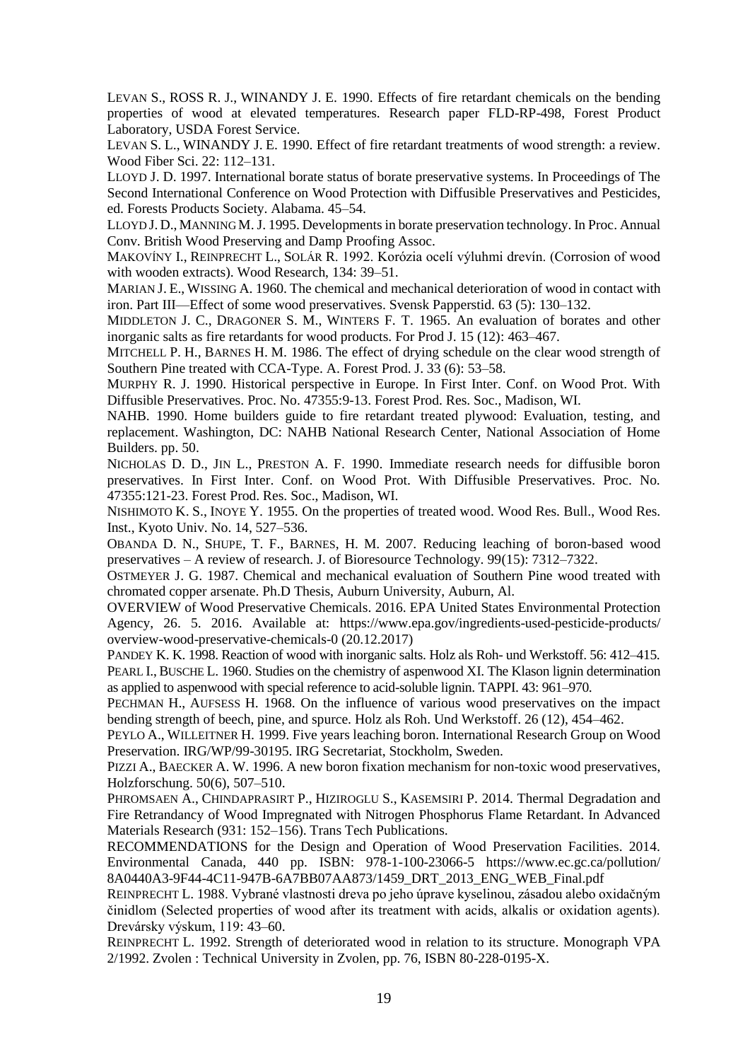LEVAN S., ROSS R. J., WINANDY J. E. 1990. Effects of fire retardant chemicals on the bending properties of wood at elevated temperatures. Research paper FLD-RP-498, Forest Product Laboratory, USDA Forest Service.

LEVAN S. L., WINANDY J. E. 1990. Effect of fire retardant treatments of wood strength: a review. Wood Fiber Sci. 22: 112–131.

LLOYD J. D. 1997. International borate status of borate preservative systems. In Proceedings of The Second International Conference on Wood Protection with Diffusible Preservatives and Pesticides, ed. Forests Products Society. Alabama. 45–54.

LLOYD J. D., MANNING M. J. 1995. Developments in borate preservation technology. In Proc. Annual Conv. British Wood Preserving and Damp Proofing Assoc.

MAKOVÍNY I., REINPRECHT L., SOLÁR R. 1992. Korózia ocelí výluhmi drevín. (Corrosion of wood with wooden extracts). Wood Research, 134: 39–51.

MARIAN J. E., WISSING A. 1960. The chemical and mechanical deterioration of wood in contact with iron. Part III—Effect of some wood preservatives. Svensk Papperstid. 63 (5): 130–132.

MIDDLETON J. C., DRAGONER S. M., WINTERS F. T. 1965. An evaluation of borates and other inorganic salts as fire retardants for wood products. For Prod J. 15 (12): 463–467.

MITCHELL P. H., BARNES H. M. 1986. The effect of drying schedule on the clear wood strength of Southern Pine treated with CCA-Type. A. Forest Prod. J. 33 (6): 53–58.

MURPHY R. J. 1990. Historical perspective in Europe. In First Inter. Conf. on Wood Prot. With Diffusible Preservatives. Proc. No. 47355:9-13. Forest Prod. Res. Soc., Madison, WI.

NAHB. 1990. Home builders guide to fire retardant treated plywood: Evaluation, testing, and replacement. Washington, DC: NAHB National Research Center, National Association of Home Builders. pp. 50.

NICHOLAS D. D., JIN L., PRESTON A. F. 1990. Immediate research needs for diffusible boron preservatives. In First Inter. Conf. on Wood Prot. With Diffusible Preservatives. Proc. No. 47355:121-23. Forest Prod. Res. Soc., Madison, WI.

NISHIMOTO K. S., INOYE Y. 1955. On the properties of treated wood. Wood Res. Bull., Wood Res. Inst., Kyoto Univ. No. 14, 527–536.

OBANDA D. N., SHUPE, T. F., BARNES, H. M. 2007. Reducing leaching of boron-based wood preservatives – A review of research. J. of Bioresource Technology. 99(15): 7312–7322.

OSTMEYER J. G. 1987. Chemical and mechanical evaluation of Southern Pine wood treated with chromated copper arsenate. Ph.D Thesis, Auburn University, Auburn, Al.

OVERVIEW of Wood Preservative Chemicals. 2016. EPA United States Environmental Protection Agency, 26. 5. 2016. Available at: https://www.epa.gov/ingredients-used-pesticide-products/overview-wood-preservative-chemicals-0 (20.12.2017)

PANDEY K. K. 1998. Reaction of wood with inorganic salts. Holz als Roh- und Werkstoff. 56: 412–415.

PEARL I., BUSCHE L. 1960. Studies on the chemistry of aspenwood XI. The Klason lignin determination as applied to aspenwood with special reference to acid-soluble lignin. TAPPI. 43: 961–970.

PECHMAN H., AUFSESS H. 1968. On the influence of various wood preservatives on the impact bending strength of beech, pine, and spurce. Holz als Roh. Und Werkstoff. 26 (12), 454–462.

PEYLO A., WILLEITNER H. 1999. Five years leaching boron. International Research Group on Wood Preservation. IRG/WP/99-30195. IRG Secretariat, Stockholm, Sweden.

PIZZI A., BAECKER A. W. 1996. A new boron fixation mechanism for non-toxic wood preservatives, Holzforschung. 50(6), 507–510.

PHROMSAEN A., CHINDAPRASIRT P., HIZIROGLU S., KASEMSIRI P. 2014. Thermal Degradation and Fire Retrandancy of Wood Impregnated with Nitrogen Phosphorus Flame Retardant. In Advanced Materials Research (931: 152–156). Trans Tech Publications.

RECOMMENDATIONS for the Design and Operation of Wood Preservation Facilities. 2014. Environmental Canada, 440 pp. ISBN: 978-1-100-23066-5 https://www.ec.gc.ca/pollution/8A0440A3-9F44-4C11-947B-6A7BB07AA873/1459_DRT_2013_ENG_WEB_Final.pdf

REINPRECHT L. 1988. Vybrané vlastnosti dreva po jeho úprave kyselinou, zásadou alebo oxidačným činidlom (Selected properties of wood after its treatment with acids, alkalis or oxidation agents). Drevársky výskum, 119: 43–60.

REINPRECHT L. 1992. Strength of deteriorated wood in relation to its structure. Monograph VPA 2/1992. Zvolen : Technical University in Zvolen, pp. 76, ISBN 80-228-0195-X.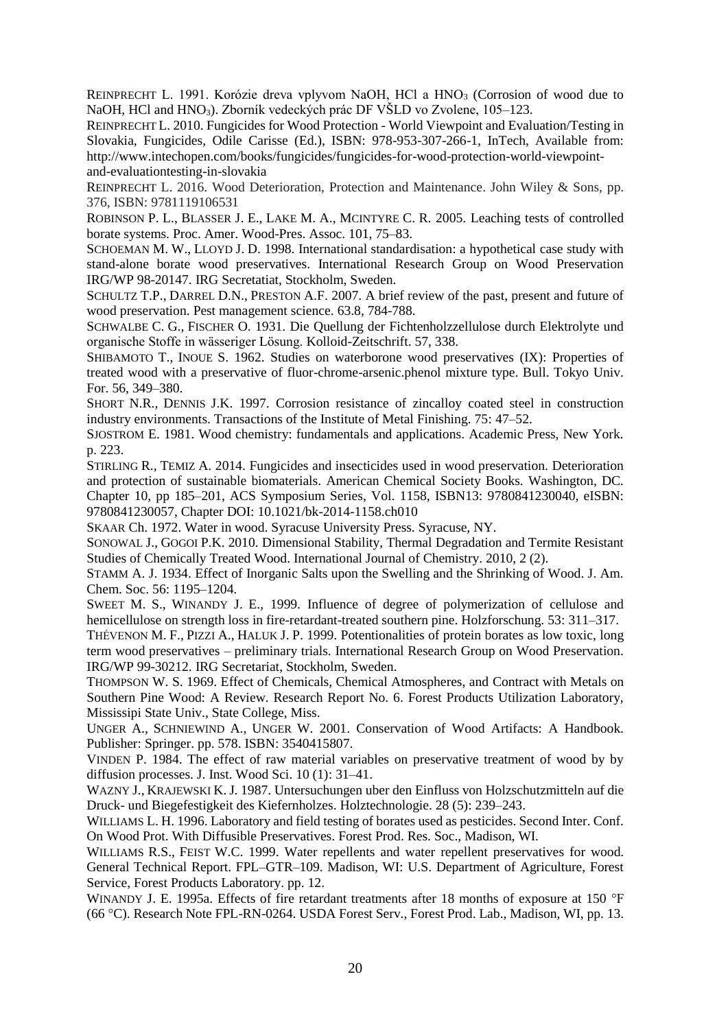REINPRECHT L. 1991. Korózie dreva vplyvom NaOH, HCl a $HNO_3$ (Corrosion of wood due to NaOH, HCl and $HNO_3$). Zborník vedeckých prác DF VŠLD vo Zvolene, 105–123.

REINPRECHT L. 2010. Fungicides for Wood Protection - World Viewpoint and Evaluation/Testing in Slovakia, Fungicides, Odile Carisse (Ed.), ISBN: 978-953-307-266-1, InTech, Available from: http://www.intechopen.com/books/fungicides/fungicides-for-wood-protection-world-viewpoint-and-evaluationtesting-in-slovakia

REINPRECHT L. 2016. Wood Deterioration, Protection and Maintenance. John Wiley & Sons, pp. 376, ISBN: 9781119106531

ROBINSON P. L., BLASSER J. E., LAKE M. A., MCINTYRE C. R. 2005. Leaching tests of controlled borate systems. Proc. Amer. Wood-Pres. Assoc. 101, 75–83.

SCHOEMAN M. W., LLOYD J. D. 1998. International standardisation: a hypothetical case study with stand-alone borate wood preservatives. International Research Group on Wood Preservation IRG/WP 98-20147. IRG Secretatiat, Stockholm, Sweden.

SCHULTZ T.P., DARREL D.N., PRESTON A.F. 2007. A brief review of the past, present and future of wood preservation. Pest management science. 63.8, 784-788.

SCHWALBE C. G., FISCHER O. 1931. Die Quellung der Fichtenholzzellulose durch Elektrolyte und organische Stoffe in wässeriger Lösung. Kolloid-Zeitschrift. 57, 338.

SHIBAMOTO T., INOUE S. 1962. Studies on waterborone wood preservatives (IX): Properties of treated wood with a preservative of fluor-chrome-arsenic.phenol mixture type. Bull. Tokyo Univ. For. 56, 349–380.

SHORT N.R., DENNIS J.K. 1997. Corrosion resistance of zincalloy coated steel in construction industry environments. Transactions of the Institute of Metal Finishing. 75: 47–52.

SJOSTROM E. 1981. Wood chemistry: fundamentals and applications. Academic Press, New York. p. 223.

STIRLING R., TEMIZ A. 2014. Fungicides and insecticides used in wood preservation. Deterioration and protection of sustainable biomaterials. American Chemical Society Books. Washington, DC. Chapter 10, pp 185–201, ACS Symposium Series, Vol. 1158, ISBN13: 9780841230040, eISBN: 9780841230057, Chapter DOI: 10.1021/bk-2014-1158.ch010

SKAAR Ch. 1972. Water in wood. Syracuse University Press. Syracuse, NY.

SONOWAL J., GOGOI P.K. 2010. Dimensional Stability, Thermal Degradation and Termite Resistant Studies of Chemically Treated Wood. International Journal of Chemistry. 2010, 2 (2).

STAMM A. J. 1934. Effect of Inorganic Salts upon the Swelling and the Shrinking of Wood. J. Am. Chem. Soc. 56: 1195–1204.

SWEET M. S., WINANDY J. E., 1999. Influence of degree of polymerization of cellulose and hemicellulose on strength loss in fire-retardant-treated southern pine. Holzforschung. 53: 311–317.

THÉVENON M. F., PIZZI A., HALUK J. P. 1999. Potentionalities of protein borates as low toxic, long term wood preservatives – preliminary trials. International Research Group on Wood Preservation. IRG/WP 99-30212. IRG Secretariat, Stockholm, Sweden.

THOMPSON W. S. 1969. Effect of Chemicals, Chemical Atmospheres, and Contract with Metals on Southern Pine Wood: A Review. Research Report No. 6. Forest Products Utilization Laboratory, Mississipi State Univ., State College, Miss.

UNGER A., SCHNIEWIND A., UNGER W. 2001. Conservation of Wood Artifacts: A Handbook. Publisher: Springer. pp. 578. ISBN: 3540415807.

VINDEN P. 1984. The effect of raw material variables on preservative treatment of wood by by diffusion processes. J. Inst. Wood Sci. 10 (1): 31–41.

WAZNY J., KRAJEWSKI K. J. 1987. Untersuchungen uber den Einfluss von Holzschutzmitteln auf die Druck- und Biegefestigkeit des Kiefernholzes. Holztechnologie. 28 (5): 239–243.

WILLIAMS L. H. 1996. Laboratory and field testing of borates used as pesticides. Second Inter. Conf. On Wood Prot. With Diffusible Preservatives. Forest Prod. Res. Soc., Madison, WI.

WILLIAMS R.S., FEIST W.C. 1999. Water repellents and water repellent preservatives for wood. General Technical Report. FPL–GTR–109. Madison, WI: U.S. Department of Agriculture, Forest Service, Forest Products Laboratory. pp. 12.

WINANDY J. E. 1995a. Effects of fire retardant treatments after 18 months of exposure at 150 °F (66 °C). Research Note FPL-RN-0264. USDA Forest Serv., Forest Prod. Lab., Madison, WI, pp. 13.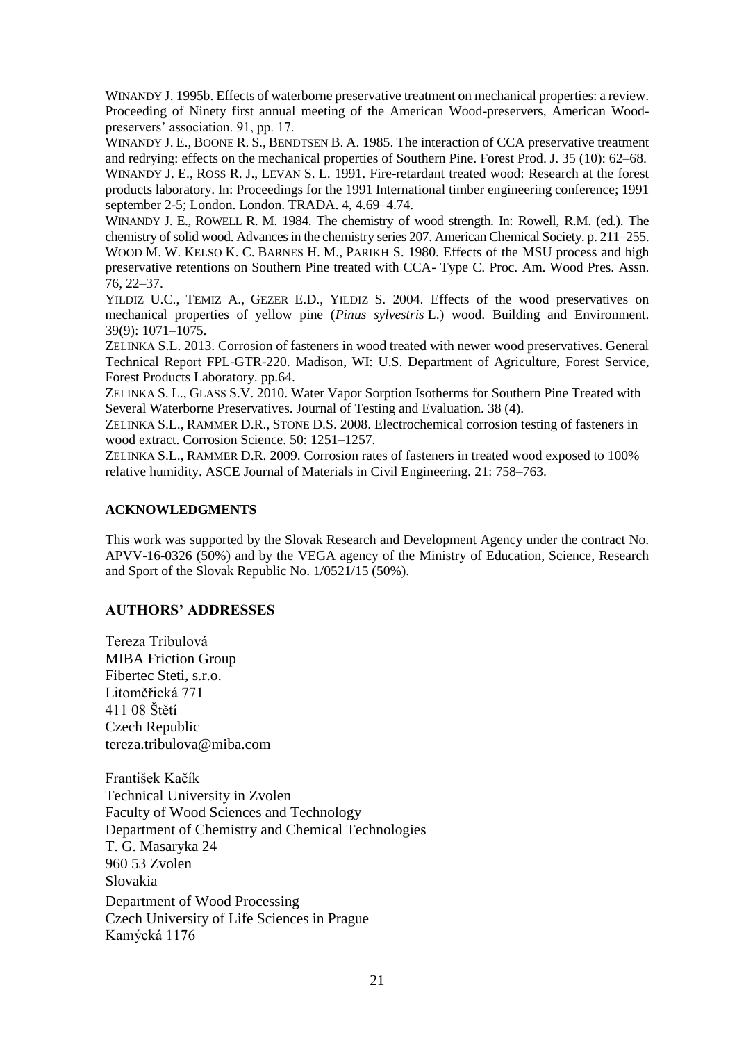WINANDY J. 1995b. Effects of waterborne preservative treatment on mechanical properties: a review. Proceeding of Ninety first annual meeting of the American Wood-preservers, American Wood-preservers' association. 91, pp. 17.

WINANDY J. E., BOONE R. S., BENDTSEN B. A. 1985. The interaction of CCA preservative treatment and redrying: effects on the mechanical properties of Southern Pine. Forest Prod. J. 35 (10): 62–68.

WINANDY J. E., ROSS R. J., LEVAN S. L. 1991. Fire-retardant treated wood: Research at the forest products laboratory. In: Proceedings for the 1991 International timber engineering conference; 1991 september 2-5; London. London. TRADA. 4, 4.69–4.74.

WINANDY J. E., ROWELL R. M. 1984. The chemistry of wood strength. In: Rowell, R.M. (ed.). The chemistry of solid wood. Advances in the chemistry series 207. American Chemical Society. p. 211–255.

WOOD M. W. KELSO K. C. BARNES H. M., PARIKH S. 1980. Effects of the MSU process and high preservative retentions on Southern Pine treated with CCA- Type C. Proc. Am. Wood Pres. Assn. 76, 22–37.

YILDIZ U.C., TEMIZ A., GEZER E.D., YILDIZ S. 2004. Effects of the wood preservatives on mechanical properties of yellow pine (*Pinus sylvestris* L.) wood. Building and Environment. 39(9): 1071–1075.

ZELINKA S.L. 2013. Corrosion of fasteners in wood treated with newer wood preservatives. General Technical Report FPL-GTR-220. Madison, WI: U.S. Department of Agriculture, Forest Service, Forest Products Laboratory. pp.64.

ZELINKA S. L., GLASS S.V. 2010. Water Vapor Sorption Isotherms for Southern Pine Treated with Several Waterborne Preservatives. Journal of Testing and Evaluation. 38 (4).

ZELINKA S.L., RAMMER D.R., STONE D.S. 2008. Electrochemical corrosion testing of fasteners in wood extract. Corrosion Science. 50: 1251–1257.

ZELINKA S.L., RAMMER D.R. 2009. Corrosion rates of fasteners in treated wood exposed to 100% relative humidity. ASCE Journal of Materials in Civil Engineering. 21: 758–763.

## ACKNOWLEDGMENTS

This work was supported by the Slovak Research and Development Agency under the contract No. APVV-16-0326 (50%) and by the VEGA agency of the Ministry of Education, Science, Research and Sport of the Slovak Republic No. 1/0521/15 (50%).

## AUTHORS' ADDRESSES

Tereza Tribulová
MIBA Friction Group
Fibertec Steti, s.r.o.
Litoměřická 771
411 08 Štětí
Czech Republic
tereza.tribulova@miba.com

František Kačík
Technical University in Zvolen
Faculty of Wood Sciences and Technology
Department of Chemistry and Chemical Technologies
T. G. Masaryka 24
960 53 Zvolen
Slovakia
Department of Wood Processing
Czech University of Life Sciences in Prague
Kamýcká 1176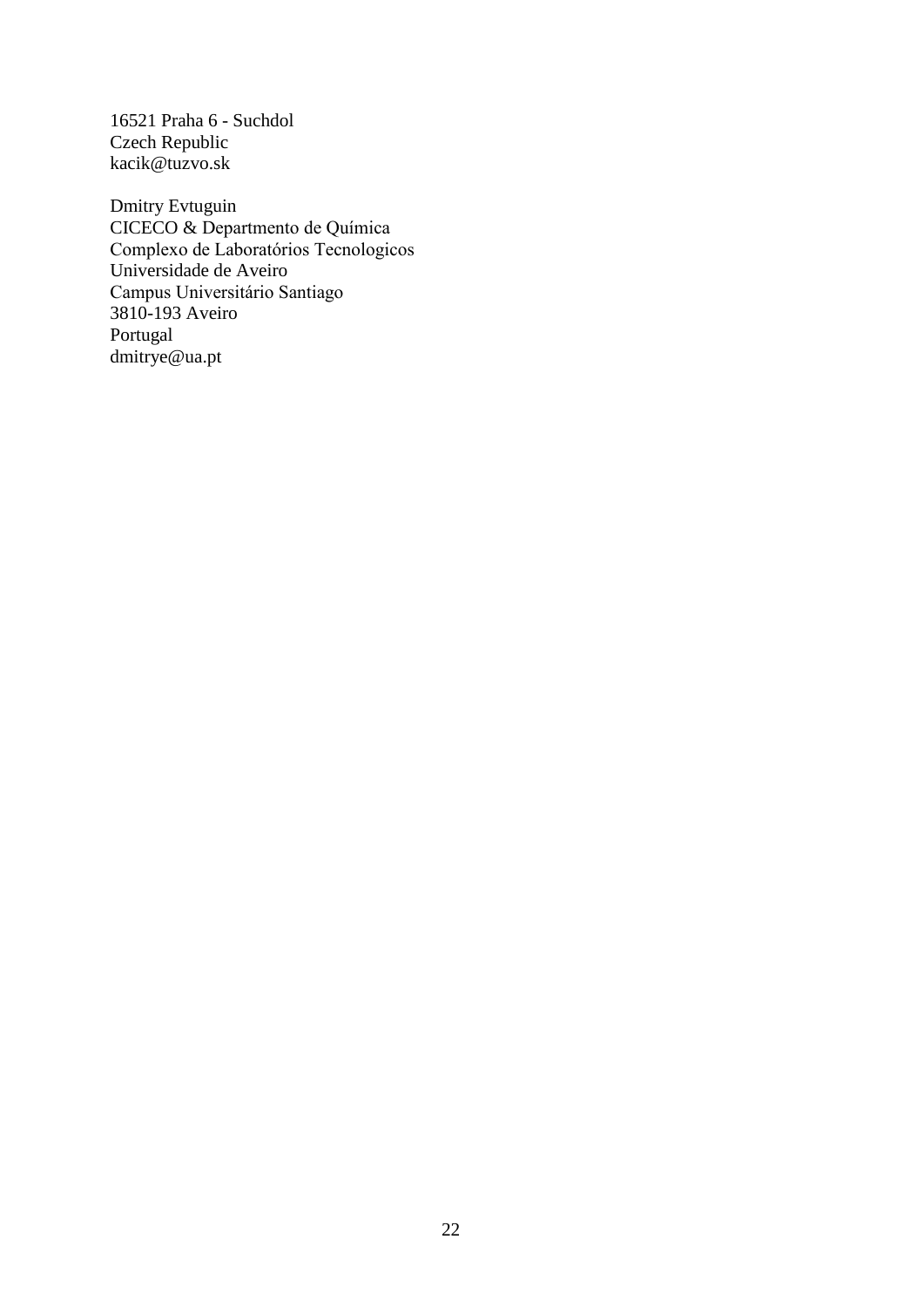16521 Praha 6 - Suchdol
Czech Republic
kacik@tuzvo.sk

Dmitry Evtuguin
CICECO & Departmento de Química
Complexo de Laboratórios Tecnologicos
Universidade de Aveiro
Campus Universitário Santiago
3810-193 Aveiro
Portugal
dmitrye@ua.pt